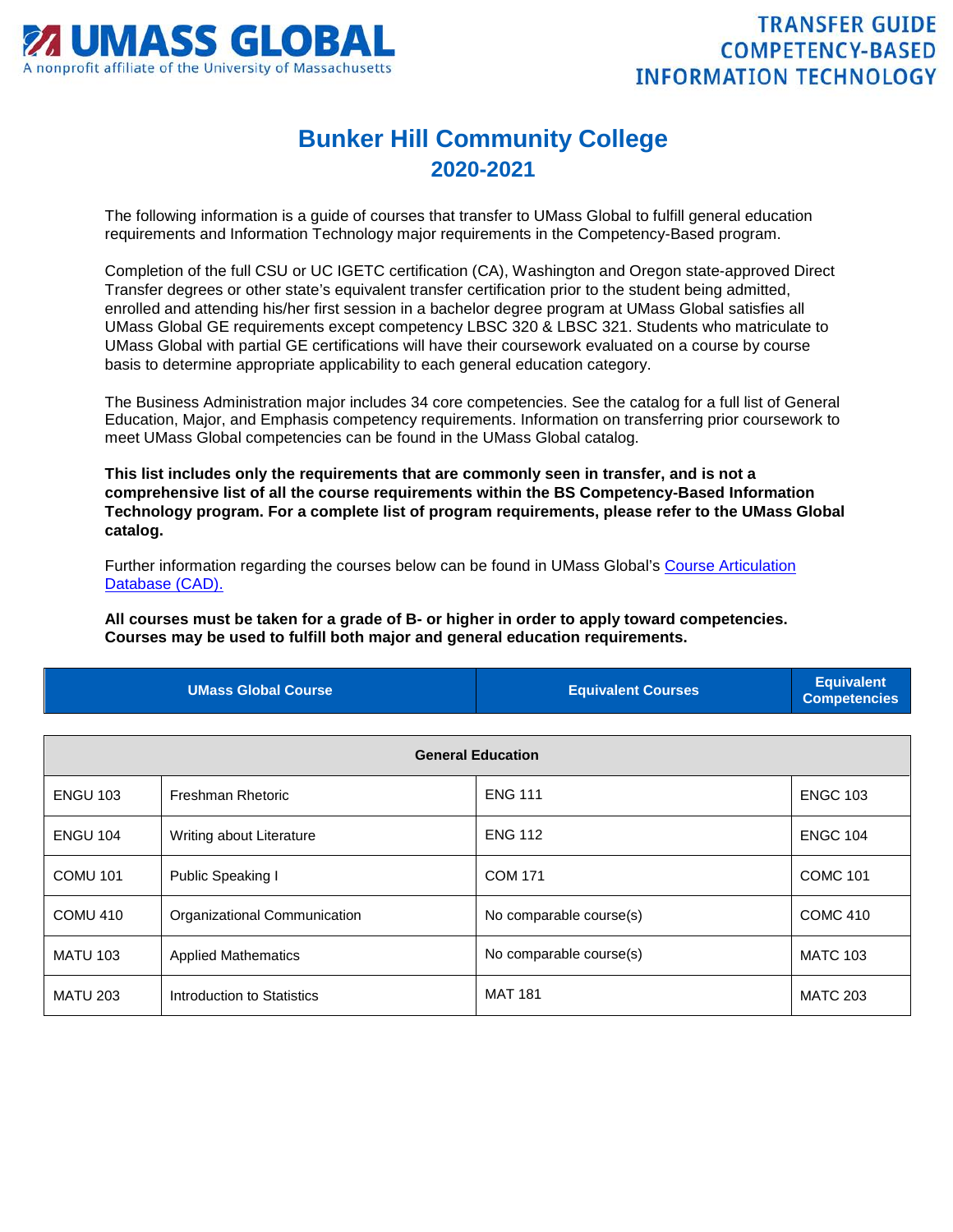# UMASS GLOBAL

A nonprofit affiliate of the University of Massachusetts

**TRANSFER GUIDE COMPETENCY-BASED INFORMATION TECHNOLOGY**

## Bunker Hill Community College

## 2020-2021

The following information is a guide of courses that transfer to UMass Global to fulfill general education requirements and Information Technology major requirements in the Competency-Based program.

Completion of the full CSU or UC IGETC certification (CA), Washington and Oregon state-approved Direct Transfer degrees or other state's equivalent transfer certification prior to the student being admitted, enrolled and attending his/her first session in a bachelor degree program at UMass Global satisfies all UMass Global GE requirements except competency LBSC 320 & LBSC 321. Students who matriculate to UMass Global with partial GE certifications will have their coursework evaluated on a course by course basis to determine appropriate applicability to each general education category.

The Business Administration major includes 34 core competencies. See the catalog for a full list of General Education, Major, and Emphasis competency requirements. Information on transferring prior coursework to meet UMass Global competencies can be found in the UMass Global catalog.

**This list includes only the requirements that are commonly seen in transfer, and is not a comprehensive list of all the course requirements within the BS Competency-Based Information Technology program. For a complete list of program requirements, please refer to the UMass Global catalog.**

Further information regarding the courses below can be found in UMass Global's Course Articulation Database (CAD).

**All courses must be taken for a grade of B- or higher in order to apply toward competencies. Courses may be used to fulfill both major and general education requirements.**

| UMass Global Course | | Equivalent Courses | Equivalent Competencies |
|---|---|---|---|
| **General Education** | | | |
| ENGU 103 | Freshman Rhetoric | ENG 111 | ENGC 103 |
| ENGU 104 | Writing about Literature | ENG 112 | ENGC 104 |
| COMU 101 | Public Speaking I | COM 171 | COMC 101 |
| COMU 410 | Organizational Communication | No comparable course(s) | COMC 410 |
| MATU 103 | Applied Mathematics | No comparable course(s) | MATC 103 |
| MATU 203 | Introduction to Statistics | MAT 181 | MATC 203 |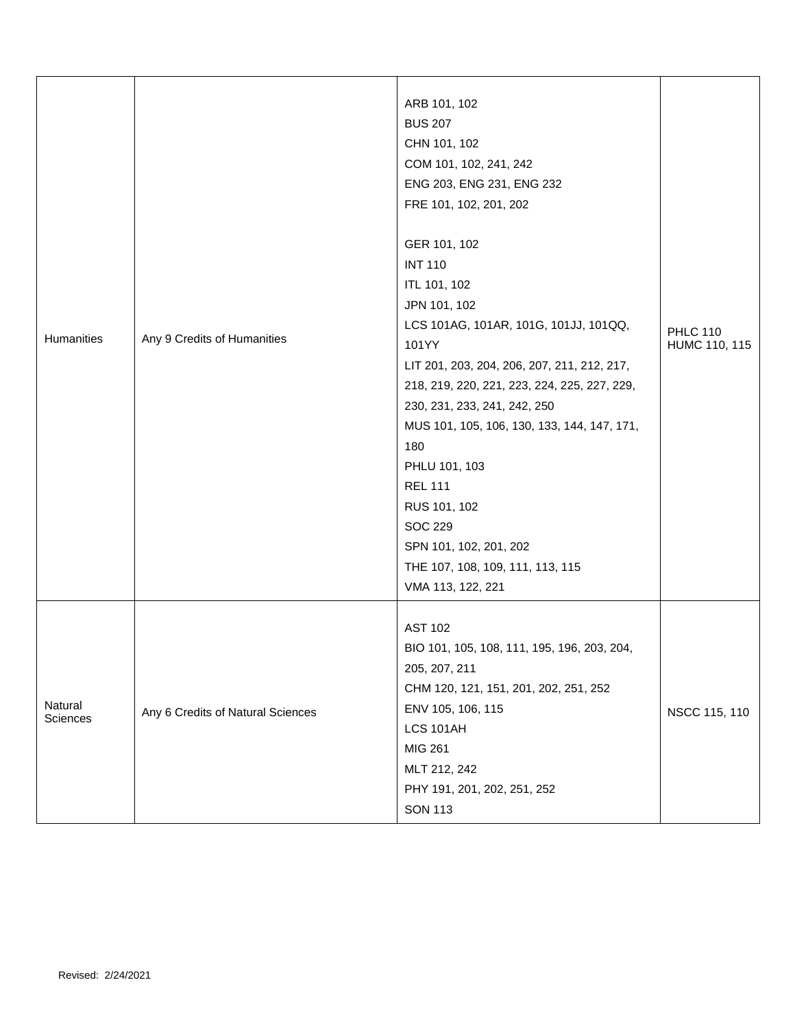| | | | |
|---|---|---|---|
| Humanities | Any 9 Credits of Humanities | ARB 101, 102<br>BUS 207<br>CHN 101, 102<br>COM 101, 102, 241, 242<br>ENG 203, ENG 231, ENG 232<br>FRE 101, 102, 201, 202<br><br>GER 101, 102<br>INT 110<br>ITL 101, 102<br>JPN 101, 102<br>LCS 101AG, 101AR, 101G, 101JJ, 101QQ, 101YY<br>LIT 201, 203, 204, 206, 207, 211, 212, 217, 218, 219, 220, 221, 223, 224, 225, 227, 229, 230, 231, 233, 241, 242, 250<br>MUS 101, 105, 106, 130, 133, 144, 147, 171, 180<br>PHLU 101, 103<br>REL 111<br>RUS 101, 102<br>SOC 229<br>SPN 101, 102, 201, 202<br>THE 107, 108, 109, 111, 113, 115<br>VMA 113, 122, 221 | PHLC 110<br>HUMC 110, 115 |
| Natural Sciences | Any 6 Credits of Natural Sciences | AST 102<br>BIO 101, 105, 108, 111, 195, 196, 203, 204, 205, 207, 211<br>CHM 120, 121, 151, 201, 202, 251, 252<br>ENV 105, 106, 115<br>LCS 101AH<br>MIG 261<br>MLT 212, 242<br>PHY 191, 201, 202, 251, 252<br>SON 113 | NSCC 115, 110 |

Revised: 2/24/2021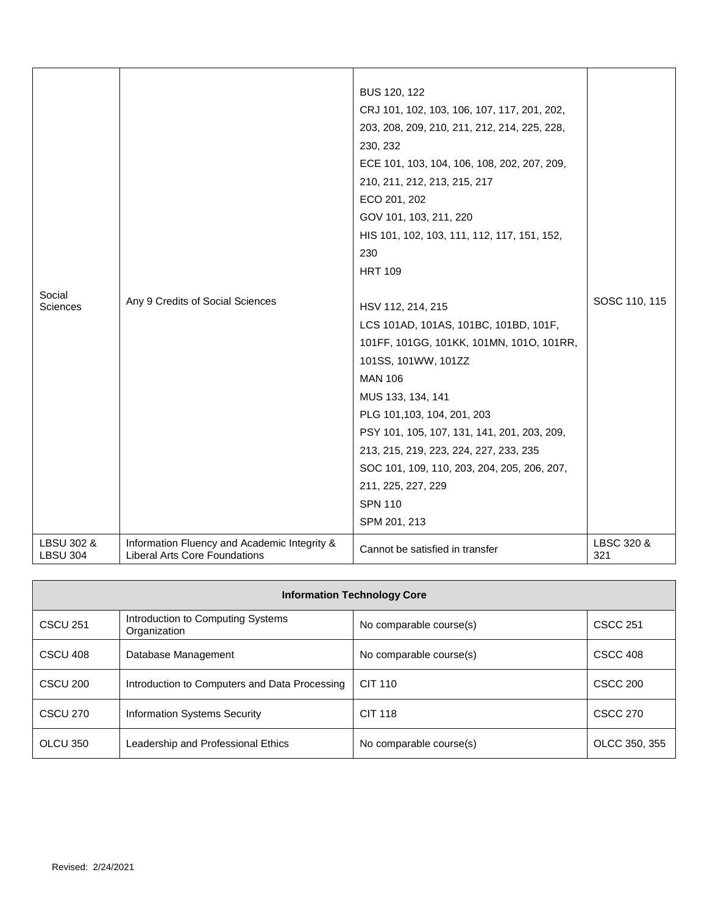| | | | |
|---|---|---|---|
| Social Sciences | Any 9 Credits of Social Sciences | BUS 120, 122<br>CRJ 101, 102, 103, 106, 107, 117, 201, 202, 203, 208, 209, 210, 211, 212, 214, 225, 228, 230, 232<br>ECE 101, 103, 104, 106, 108, 202, 207, 209, 210, 211, 212, 213, 215, 217<br>ECO 201, 202<br>GOV 101, 103, 211, 220<br>HIS 101, 102, 103, 111, 112, 117, 151, 152, 230<br>HRT 109<br><br>HSV 112, 214, 215<br>LCS 101AD, 101AS, 101BC, 101BD, 101F, 101FF, 101GG, 101KK, 101MN, 101O, 101RR, 101SS, 101WW, 101ZZ<br>MAN 106<br>MUS 133, 134, 141<br>PLG 101,103, 104, 201, 203<br>PSY 101, 105, 107, 131, 141, 201, 203, 209, 213, 215, 219, 223, 224, 227, 233, 235<br>SOC 101, 109, 110, 203, 204, 205, 206, 207, 211, 225, 227, 229<br>SPN 110<br>SPM 201, 213 | SOSC 110, 115 |
| LBSU 302 & LBSU 304 | Information Fluency and Academic Integrity & Liberal Arts Core Foundations | Cannot be satisfied in transfer | LBSC 320 & 321 |

| **Information Technology Core** | | | |
|---|---|---|---|
| CSCU 251 | Introduction to Computing Systems Organization | No comparable course(s) | CSCC 251 |
| CSCU 408 | Database Management | No comparable course(s) | CSCC 408 |
| CSCU 200 | Introduction to Computers and Data Processing | CIT 110 | CSCC 200 |
| CSCU 270 | Information Systems Security | CIT 118 | CSCC 270 |
| OLCU 350 | Leadership and Professional Ethics | No comparable course(s) | OLCC 350, 355 |

Revised: 2/24/2021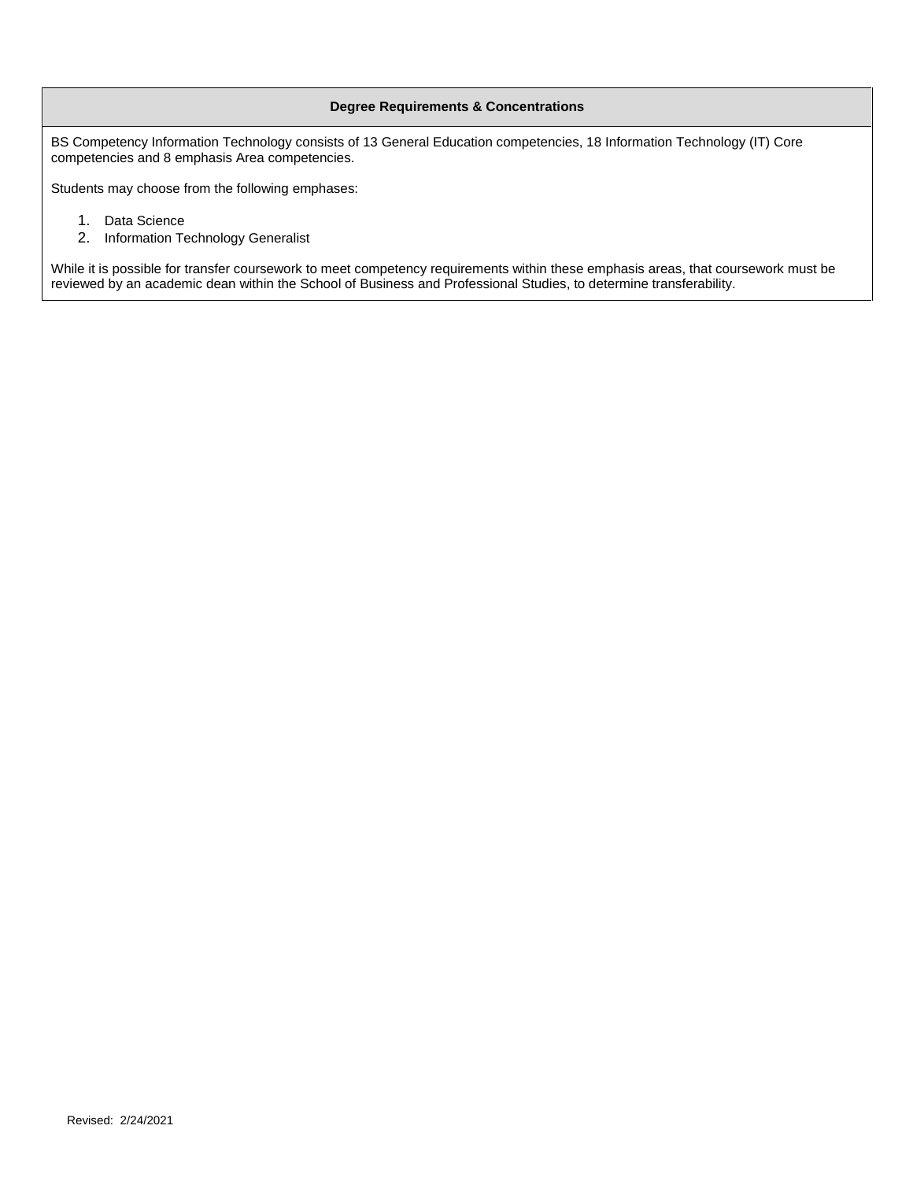## Degree Requirements & Concentrations

BS Competency Information Technology consists of 13 General Education competencies, 18 Information Technology (IT) Core competencies and 8 emphasis Area competencies.

Students may choose from the following emphases:

1. Data Science
2. Information Technology Generalist

While it is possible for transfer coursework to meet competency requirements within these emphasis areas, that coursework must be reviewed by an academic dean within the School of Business and Professional Studies, to determine transferability.

Revised: 2/24/2021